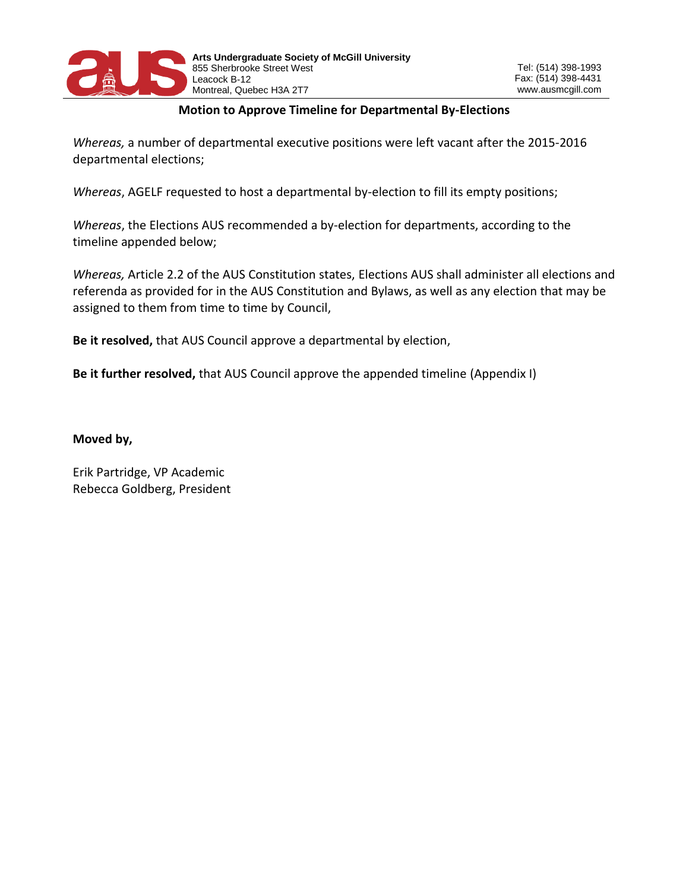Arts Undergraduate Society of McGill University
855 Sherbrooke Street West
Leacock B-12
Montreal, Quebec H3A 2T7

Tel: (514) 398-1993
Fax: (514) 398-4431
www.ausmcgill.com

## Motion to Approve Timeline for Departmental By-Elections

*Whereas,* a number of departmental executive positions were left vacant after the 2015-2016 departmental elections;

*Whereas*, AGELF requested to host a departmental by-election to fill its empty positions;

*Whereas*, the Elections AUS recommended a by-election for departments, according to the timeline appended below;

*Whereas,* Article 2.2 of the AUS Constitution states, Elections AUS shall administer all elections and referenda as provided for in the AUS Constitution and Bylaws, as well as any election that may be assigned to them from time to time by Council,

**Be it resolved,** that AUS Council approve a departmental by election,

**Be it further resolved,** that AUS Council approve the appended timeline (Appendix I)

**Moved by,**

Erik Partridge, VP Academic
Rebecca Goldberg, President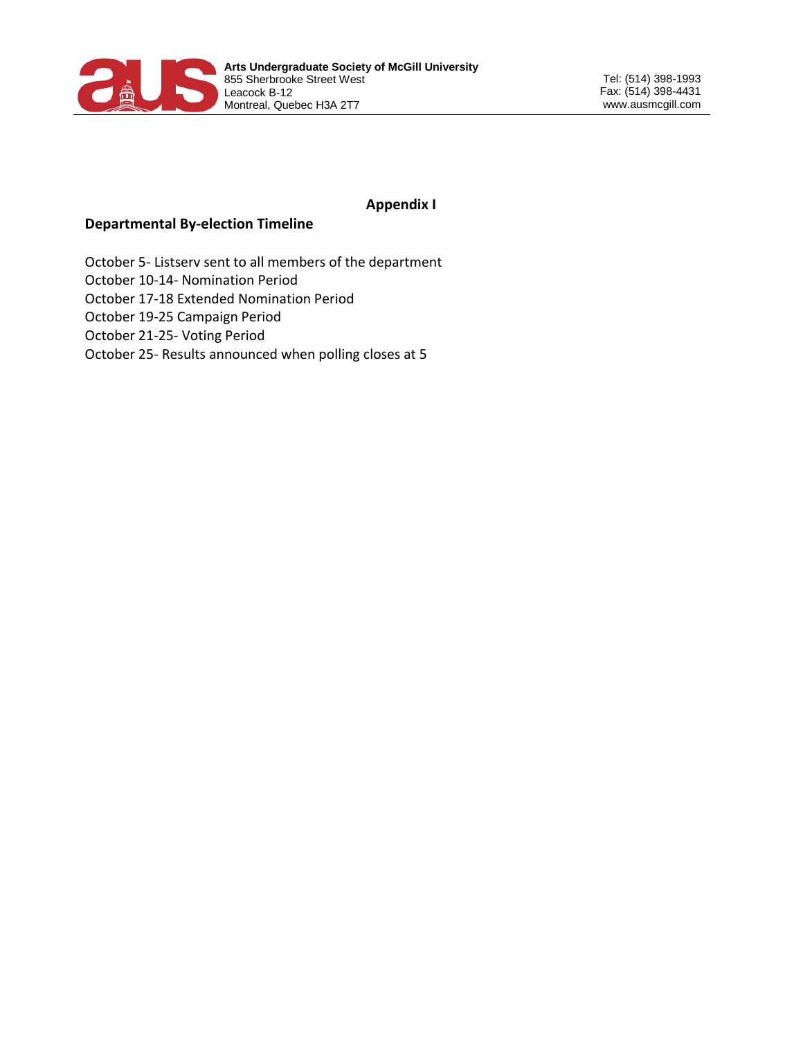# Appendix I

## Departmental By-election Timeline

October 5- Listserv sent to all members of the department
October 10-14- Nomination Period
October 17-18 Extended Nomination Period
October 19-25 Campaign Period
October 21-25- Voting Period
October 25- Results announced when polling closes at 5